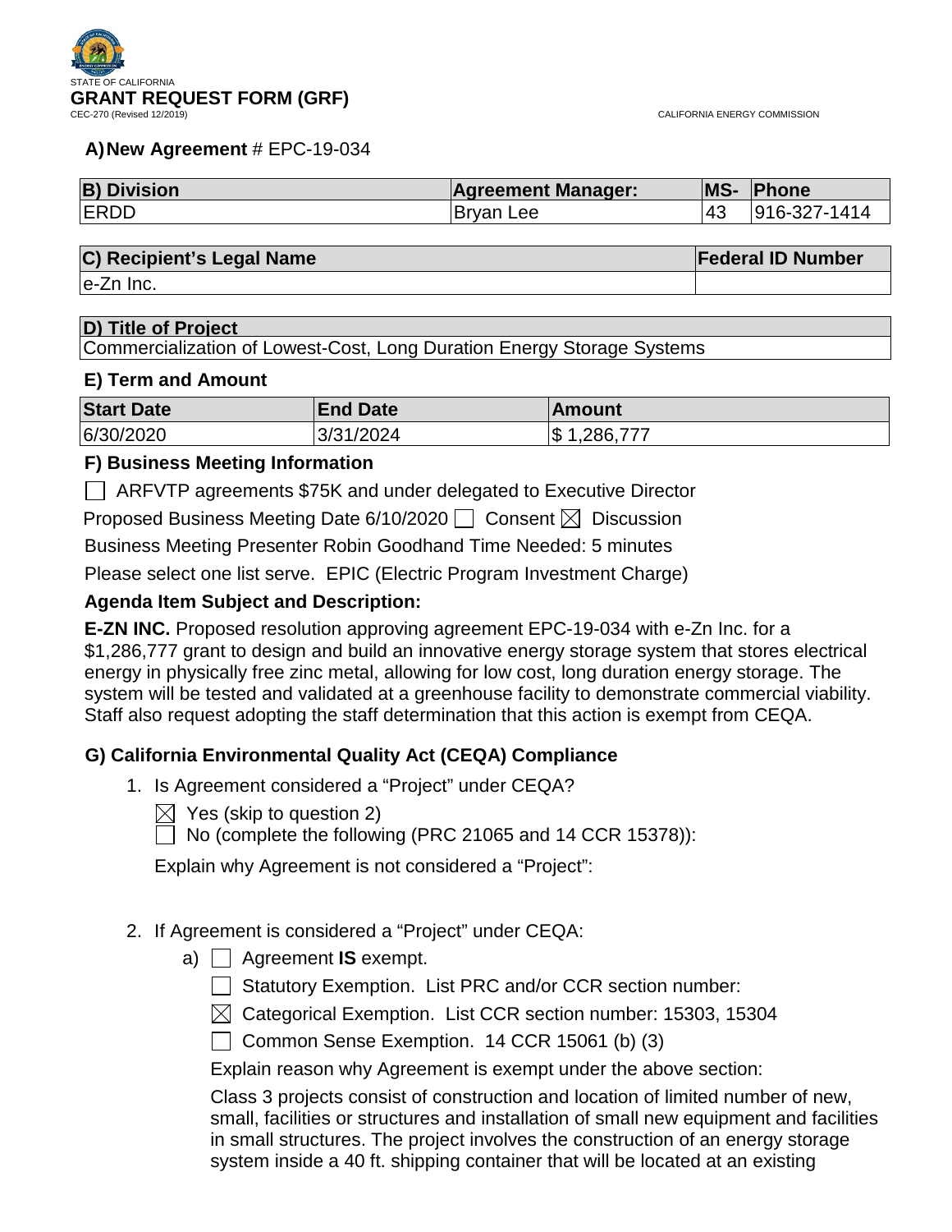STATE OF CALIFORNIA

# GRANT REQUEST FORM (GRF)

CEC-270 (Revised 12/2019)

CALIFORNIA ENERGY COMMISSION

**A) New Agreement** # EPC-19-034

| B) Division | Agreement Manager: | MS- | Phone |
|---|---|---|---|
| ERDD | Bryan Lee | 43 | 916-327-1414 |

| C) Recipient's Legal Name | Federal ID Number |
|---|---|
| e-Zn Inc. | |

| D) Title of Project |
|---|
| Commercialization of Lowest-Cost, Long Duration Energy Storage Systems |

### E) Term and Amount

| Start Date | End Date | Amount |
|---|---|---|
| 6/30/2020 | 3/31/2024 | $ 1,286,777 |

### F) Business Meeting Information

☐ ARFVTP agreements $75K and under delegated to Executive Director

Proposed Business Meeting Date 6/10/2020 ☐ Consent ☒ Discussion

Business Meeting Presenter Robin Goodhand Time Needed: 5 minutes

Please select one list serve. EPIC (Electric Program Investment Charge)

**Agenda Item Subject and Description:**

**E-ZN INC.** Proposed resolution approving agreement EPC-19-034 with e-Zn Inc. for a $1,286,777 grant to design and build an innovative energy storage system that stores electrical energy in physically free zinc metal, allowing for low cost, long duration energy storage. The system will be tested and validated at a greenhouse facility to demonstrate commercial viability. Staff also request adopting the staff determination that this action is exempt from CEQA.

### G) California Environmental Quality Act (CEQA) Compliance

1. Is Agreement considered a "Project" under CEQA?

   ☒ Yes (skip to question 2)
   ☐ No (complete the following (PRC 21065 and 14 CCR 15378)):

   Explain why Agreement is not considered a "Project":

2. If Agreement is considered a "Project" under CEQA:

   a) ☐ Agreement **IS** exempt.

      ☐ Statutory Exemption. List PRC and/or CCR section number:

      ☒ Categorical Exemption. List CCR section number: 15303, 15304

      ☐ Common Sense Exemption. 14 CCR 15061 (b) (3)

      Explain reason why Agreement is exempt under the above section:

      Class 3 projects consist of construction and location of limited number of new, small, facilities or structures and installation of small new equipment and facilities in small structures. The project involves the construction of an energy storage system inside a 40 ft. shipping container that will be located at an existing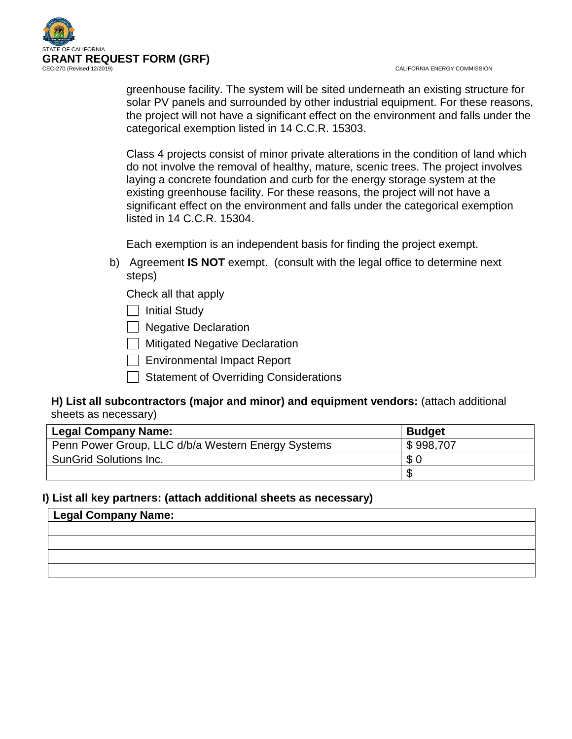greenhouse facility. The system will be sited underneath an existing structure for solar PV panels and surrounded by other industrial equipment. For these reasons, the project will not have a significant effect on the environment and falls under the categorical exemption listed in 14 C.C.R. 15303.

Class 4 projects consist of minor private alterations in the condition of land which do not involve the removal of healthy, mature, scenic trees. The project involves laying a concrete foundation and curb for the energy storage system at the existing greenhouse facility. For these reasons, the project will not have a significant effect on the environment and falls under the categorical exemption listed in 14 C.C.R. 15304.

Each exemption is an independent basis for finding the project exempt.

b) Agreement **IS NOT** exempt. (consult with the legal office to determine next steps)

Check all that apply

- ☐ Initial Study
- ☐ Negative Declaration
- ☐ Mitigated Negative Declaration
- ☐ Environmental Impact Report
- ☐ Statement of Overriding Considerations

**H) List all subcontractors (major and minor) and equipment vendors:** (attach additional sheets as necessary)

| Legal Company Name: | Budget |
|---|---|
| Penn Power Group, LLC d/b/a Western Energy Systems | $ 998,707 |
| SunGrid Solutions Inc. | $ 0 |
| | $ |

**I) List all key partners: (attach additional sheets as necessary)**

| Legal Company Name: |
|---|
| |
| |
| |
| |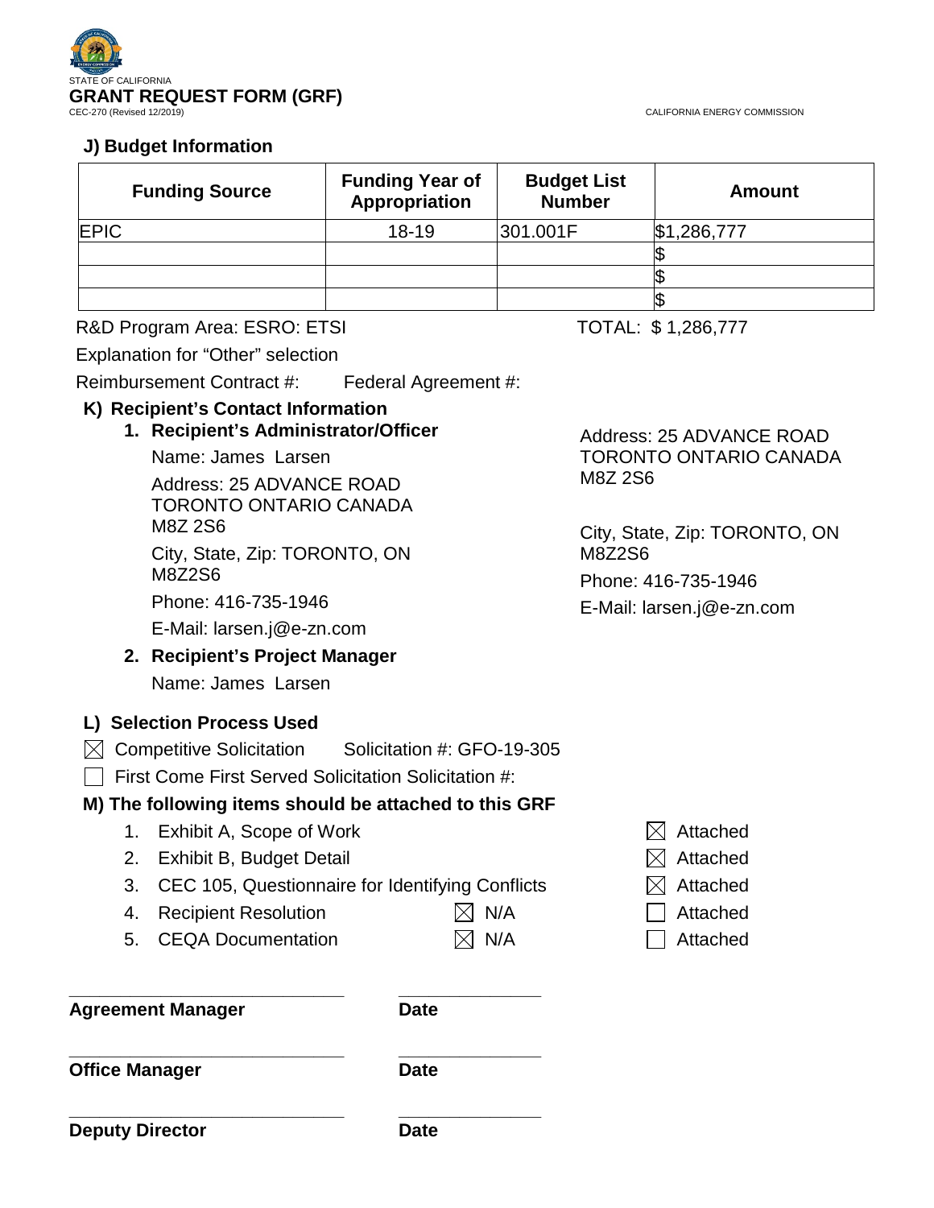STATE OF CALIFORNIA

**GRANT REQUEST FORM (GRF)**

CEC-270 (Revised 12/2019) CALIFORNIA ENERGY COMMISSION

### J) Budget Information

| Funding Source | Funding Year of Appropriation | Budget List Number | Amount |
|---|---|---|---|
| EPIC | 18-19 | 301.001F | $1,286,777 |
| | | | $ |
| | | | $ |
| | | | $ |

R&D Program Area: ESRO: ETSI TOTAL: $ 1,286,777

Explanation for "Other" selection

Reimbursement Contract #: Federal Agreement #:

### K) Recipient's Contact Information

1. **Recipient's Administrator/Officer**

   Name: James Larsen

   Address: 25 ADVANCE ROAD TORONTO ONTARIO CANADA M8Z 2S6

   City, State, Zip: TORONTO, ON M8Z2S6

   Phone: 416-735-1946

   E-Mail: larsen.j@e-zn.com

2. **Recipient's Project Manager**

   Name: James Larsen

   Address: 25 ADVANCE ROAD TORONTO ONTARIO CANADA M8Z 2S6

   City, State, Zip: TORONTO, ON M8Z2S6

   Phone: 416-735-1946

   E-Mail: larsen.j@e-zn.com

### L) Selection Process Used

☒ Competitive Solicitation Solicitation #: GFO-19-305

☐ First Come First Served Solicitation Solicitation #:

### M) The following items should be attached to this GRF

1. Exhibit A, Scope of Work ☒ Attached
2. Exhibit B, Budget Detail ☒ Attached
3. CEC 105, Questionnaire for Identifying Conflicts ☒ Attached
4. Recipient Resolution ☒ N/A ☐ Attached
5. CEQA Documentation ☒ N/A ☐ Attached

_____________________________ _______________

**Agreement Manager** **Date**

_____________________________ _______________

**Office Manager** **Date**

_____________________________ _______________

**Deputy Director** **Date**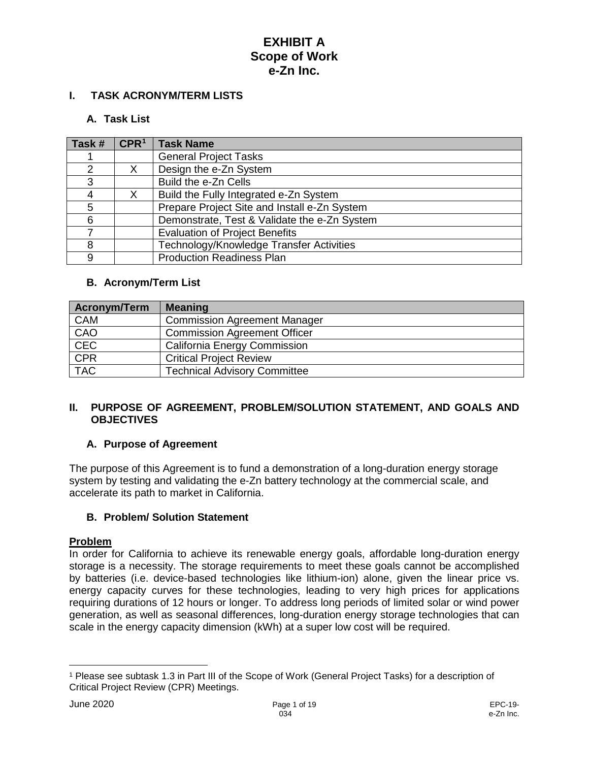# EXHIBIT A
# Scope of Work
# e-Zn Inc.

## I. TASK ACRONYM/TERM LISTS

### A. Task List

| Task # | CPR[1] | Task Name |
|---|---|---|
| 1 | | General Project Tasks |
| 2 | X | Design the e-Zn System |
| 3 | | Build the e-Zn Cells |
| 4 | X | Build the Fully Integrated e-Zn System |
| 5 | | Prepare Project Site and Install e-Zn System |
| 6 | | Demonstrate, Test & Validate the e-Zn System |
| 7 | | Evaluation of Project Benefits |
| 8 | | Technology/Knowledge Transfer Activities |
| 9 | | Production Readiness Plan |

### B. Acronym/Term List

| Acronym/Term | Meaning |
|---|---|
| CAM | Commission Agreement Manager |
| CAO | Commission Agreement Officer |
| CEC | California Energy Commission |
| CPR | Critical Project Review |
| TAC | Technical Advisory Committee |

## II. PURPOSE OF AGREEMENT, PROBLEM/SOLUTION STATEMENT, AND GOALS AND OBJECTIVES

### A. Purpose of Agreement

The purpose of this Agreement is to fund a demonstration of a long-duration energy storage system by testing and validating the e-Zn battery technology at the commercial scale, and accelerate its path to market in California.

### B. Problem/ Solution Statement

**Problem**

In order for California to achieve its renewable energy goals, affordable long-duration energy storage is a necessity. The storage requirements to meet these goals cannot be accomplished by batteries (i.e. device-based technologies like lithium-ion) alone, given the linear price vs. energy capacity curves for these technologies, leading to very high prices for applications requiring durations of 12 hours or longer. To address long periods of limited solar or wind power generation, as well as seasonal differences, long-duration energy storage technologies that can scale in the energy capacity dimension (kWh) at a super low cost will be required.

[1] Please see subtask 1.3 in Part III of the Scope of Work (General Project Tasks) for a description of Critical Project Review (CPR) Meetings.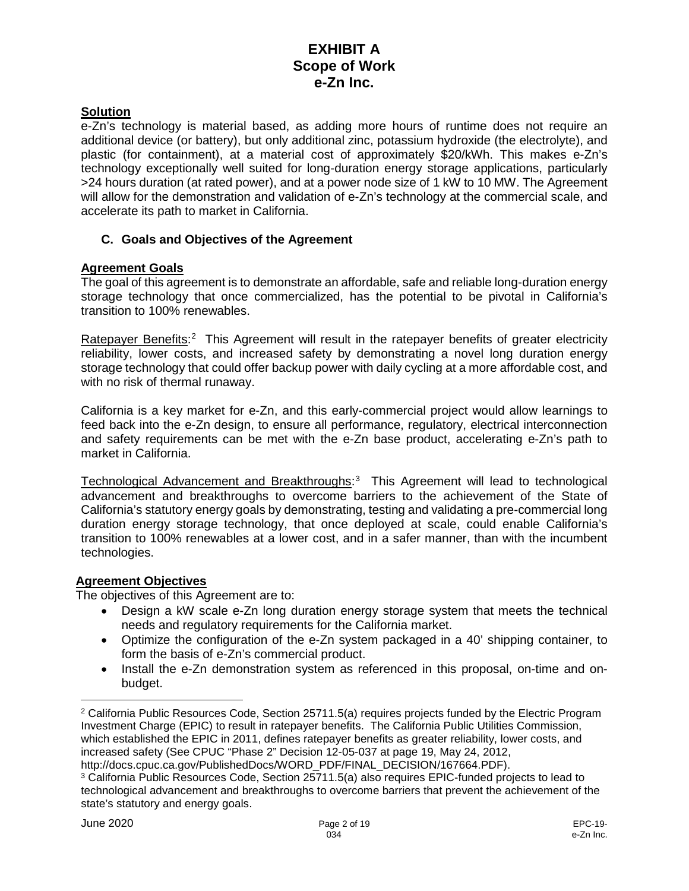**Solution**

e-Zn's technology is material based, as adding more hours of runtime does not require an additional device (or battery), but only additional zinc, potassium hydroxide (the electrolyte), and plastic (for containment), at a material cost of approximately $20/kWh. This makes e-Zn's technology exceptionally well suited for long-duration energy storage applications, particularly >24 hours duration (at rated power), and at a power node size of 1 kW to 10 MW. The Agreement will allow for the demonstration and validation of e-Zn's technology at the commercial scale, and accelerate its path to market in California.

### C. Goals and Objectives of the Agreement

**Agreement Goals**

The goal of this agreement is to demonstrate an affordable, safe and reliable long-duration energy storage technology that once commercialized, has the potential to be pivotal in California's transition to 100% renewables.

Ratepayer Benefits:[2] This Agreement will result in the ratepayer benefits of greater electricity reliability, lower costs, and increased safety by demonstrating a novel long duration energy storage technology that could offer backup power with daily cycling at a more affordable cost, and with no risk of thermal runaway.

California is a key market for e-Zn, and this early-commercial project would allow learnings to feed back into the e-Zn design, to ensure all performance, regulatory, electrical interconnection and safety requirements can be met with the e-Zn base product, accelerating e-Zn's path to market in California.

Technological Advancement and Breakthroughs:[3] This Agreement will lead to technological advancement and breakthroughs to overcome barriers to the achievement of the State of California's statutory energy goals by demonstrating, testing and validating a pre-commercial long duration energy storage technology, that once deployed at scale, could enable California's transition to 100% renewables at a lower cost, and in a safer manner, than with the incumbent technologies.

**Agreement Objectives**

The objectives of this Agreement are to:

- Design a kW scale e-Zn long duration energy storage system that meets the technical needs and regulatory requirements for the California market.
- Optimize the configuration of the e-Zn system packaged in a 40' shipping container, to form the basis of e-Zn's commercial product.
- Install the e-Zn demonstration system as referenced in this proposal, on-time and on-budget.

---

[2] California Public Resources Code, Section 25711.5(a) requires projects funded by the Electric Program Investment Charge (EPIC) to result in ratepayer benefits. The California Public Utilities Commission, which established the EPIC in 2011, defines ratepayer benefits as greater reliability, lower costs, and increased safety (See CPUC "Phase 2" Decision 12-05-037 at page 19, May 24, 2012, http://docs.cpuc.ca.gov/PublishedDocs/WORD_PDF/FINAL_DECISION/167664.PDF).

[3] California Public Resources Code, Section 25711.5(a) also requires EPIC-funded projects to lead to technological advancement and breakthroughs to overcome barriers that prevent the achievement of the state's statutory and energy goals.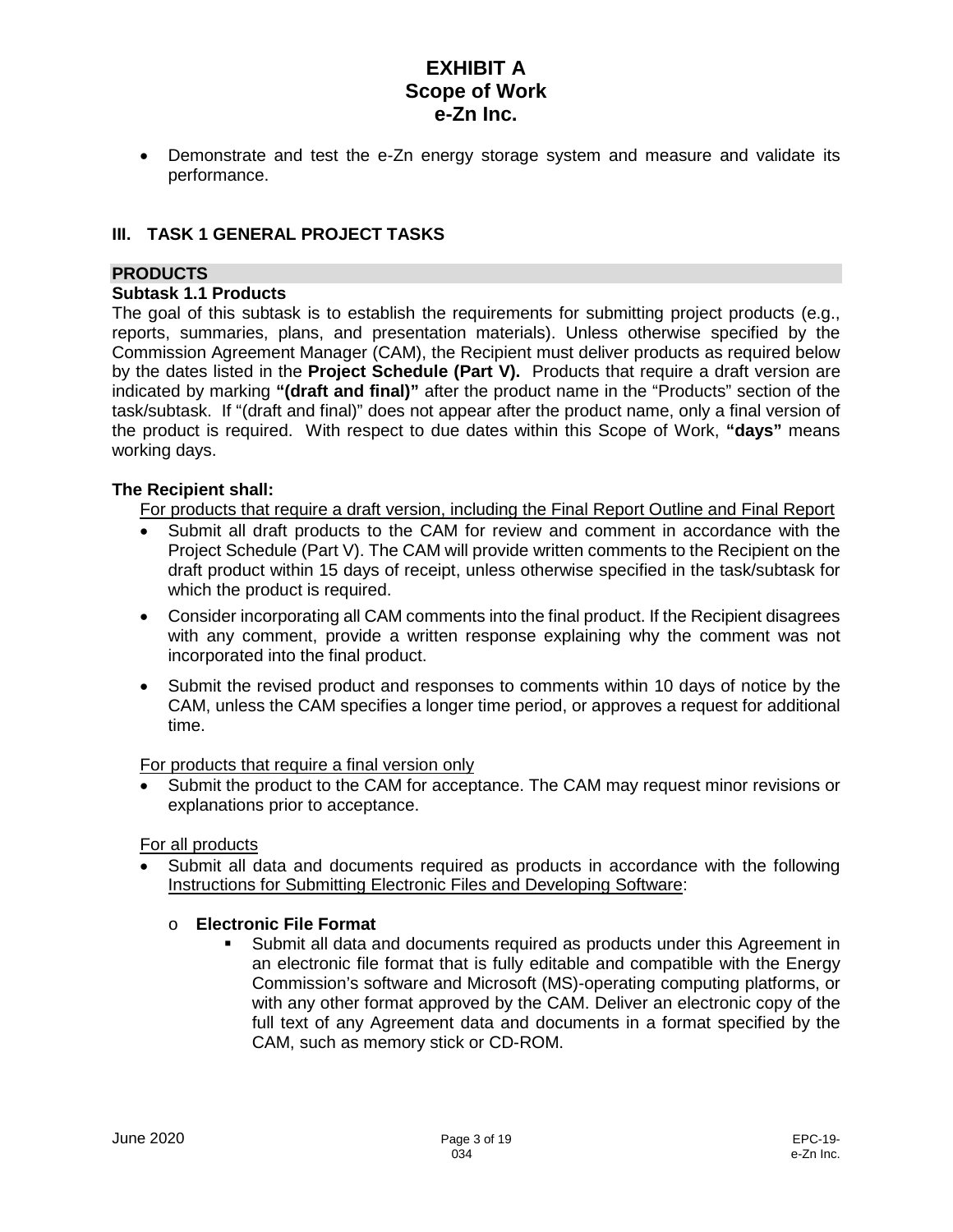- Demonstrate and test the e-Zn energy storage system and measure and validate its performance.

## III. TASK 1 GENERAL PROJECT TASKS

### PRODUCTS

**Subtask 1.1 Products**

The goal of this subtask is to establish the requirements for submitting project products (e.g., reports, summaries, plans, and presentation materials). Unless otherwise specified by the Commission Agreement Manager (CAM), the Recipient must deliver products as required below by the dates listed in the **Project Schedule (Part V).** Products that require a draft version are indicated by marking **"(draft and final)"** after the product name in the "Products" section of the task/subtask. If "(draft and final)" does not appear after the product name, only a final version of the product is required. With respect to due dates within this Scope of Work, **"days"** means working days.

**The Recipient shall:**

For products that require a draft version, including the Final Report Outline and Final Report

- Submit all draft products to the CAM for review and comment in accordance with the Project Schedule (Part V). The CAM will provide written comments to the Recipient on the draft product within 15 days of receipt, unless otherwise specified in the task/subtask for which the product is required.
- Consider incorporating all CAM comments into the final product. If the Recipient disagrees with any comment, provide a written response explaining why the comment was not incorporated into the final product.
- Submit the revised product and responses to comments within 10 days of notice by the CAM, unless the CAM specifies a longer time period, or approves a request for additional time.

For products that require a final version only

- Submit the product to the CAM for acceptance. The CAM may request minor revisions or explanations prior to acceptance.

For all products

- Submit all data and documents required as products in accordance with the following Instructions for Submitting Electronic Files and Developing Software:
  - **Electronic File Format**
    - Submit all data and documents required as products under this Agreement in an electronic file format that is fully editable and compatible with the Energy Commission's software and Microsoft (MS)-operating computing platforms, or with any other format approved by the CAM. Deliver an electronic copy of the full text of any Agreement data and documents in a format specified by the CAM, such as memory stick or CD-ROM.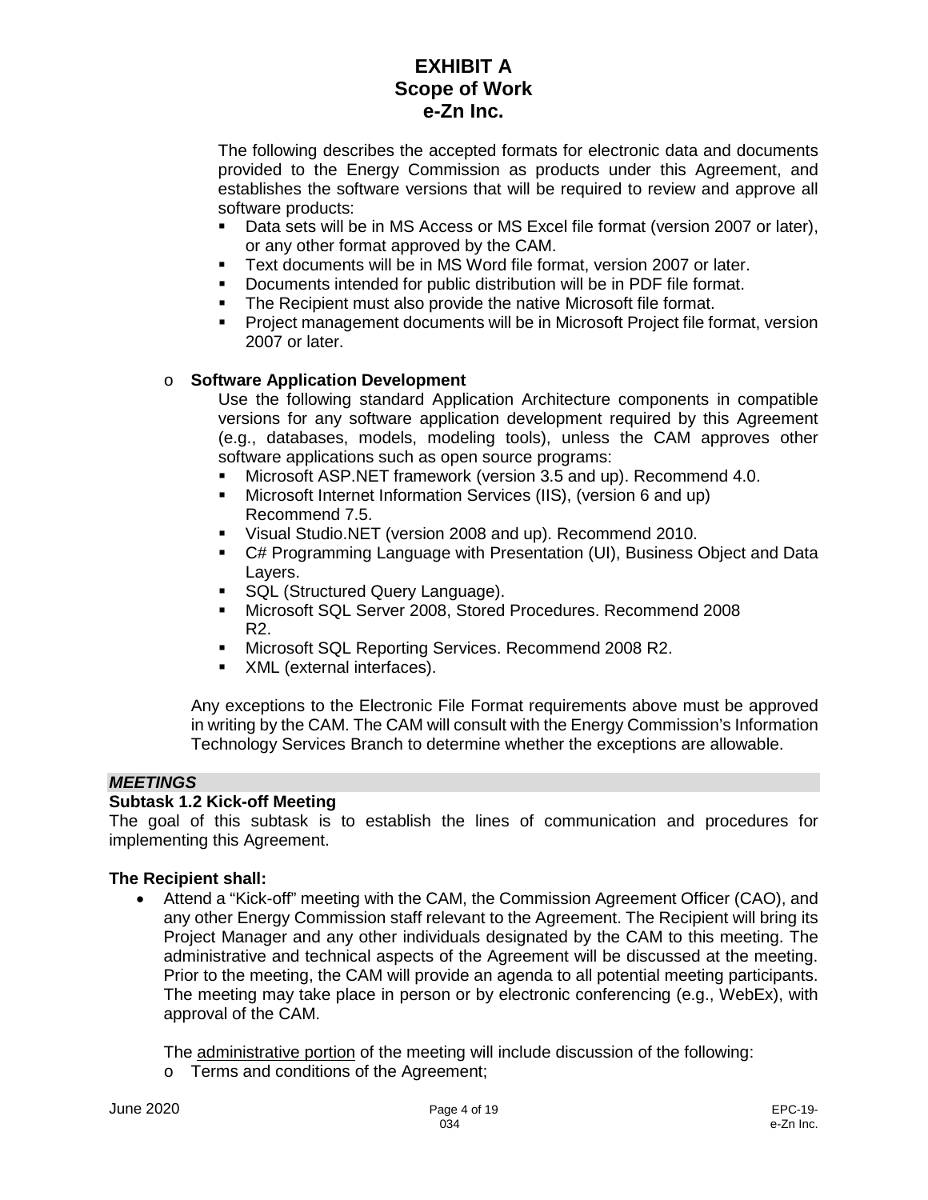The following describes the accepted formats for electronic data and documents provided to the Energy Commission as products under this Agreement, and establishes the software versions that will be required to review and approve all software products:

- Data sets will be in MS Access or MS Excel file format (version 2007 or later), or any other format approved by the CAM.
- Text documents will be in MS Word file format, version 2007 or later.
- Documents intended for public distribution will be in PDF file format.
- The Recipient must also provide the native Microsoft file format.
- Project management documents will be in Microsoft Project file format, version 2007 or later.

- **Software Application Development**

  Use the following standard Application Architecture components in compatible versions for any software application development required by this Agreement (e.g., databases, models, modeling tools), unless the CAM approves other software applications such as open source programs:

  - Microsoft ASP.NET framework (version 3.5 and up). Recommend 4.0.
  - Microsoft Internet Information Services (IIS), (version 6 and up) Recommend 7.5.
  - Visual Studio.NET (version 2008 and up). Recommend 2010.
  - C# Programming Language with Presentation (UI), Business Object and Data Layers.
  - SQL (Structured Query Language).
  - Microsoft SQL Server 2008, Stored Procedures. Recommend 2008 R2.
  - Microsoft SQL Reporting Services. Recommend 2008 R2.
  - XML (external interfaces).

Any exceptions to the Electronic File Format requirements above must be approved in writing by the CAM. The CAM will consult with the Energy Commission's Information Technology Services Branch to determine whether the exceptions are allowable.

***MEETINGS***

**Subtask 1.2 Kick-off Meeting**

The goal of this subtask is to establish the lines of communication and procedures for implementing this Agreement.

**The Recipient shall:**

- Attend a "Kick-off" meeting with the CAM, the Commission Agreement Officer (CAO), and any other Energy Commission staff relevant to the Agreement. The Recipient will bring its Project Manager and any other individuals designated by the CAM to this meeting. The administrative and technical aspects of the Agreement will be discussed at the meeting. Prior to the meeting, the CAM will provide an agenda to all potential meeting participants. The meeting may take place in person or by electronic conferencing (e.g., WebEx), with approval of the CAM.

  The administrative portion of the meeting will include discussion of the following:

  - Terms and conditions of the Agreement;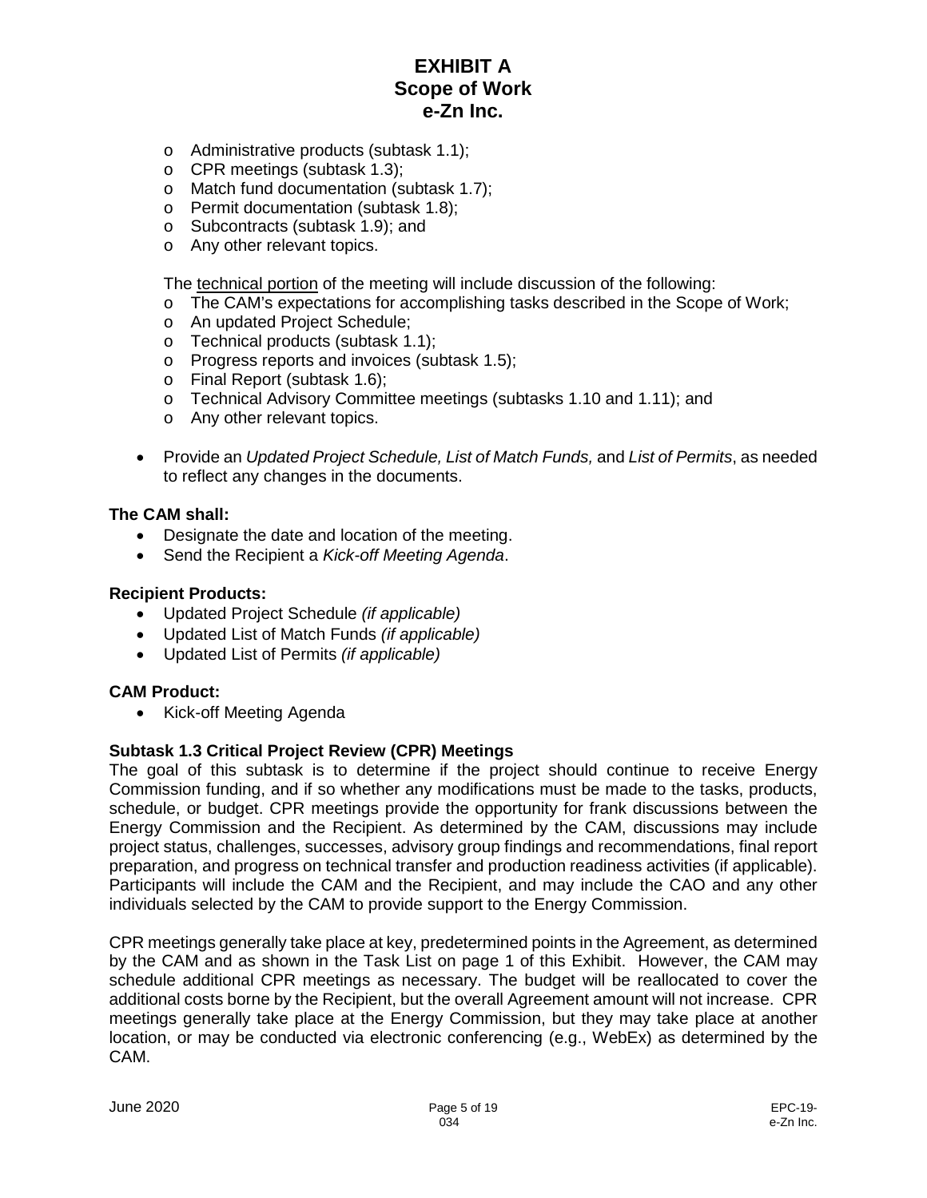- Administrative products (subtask 1.1);
   - CPR meetings (subtask 1.3);
   - Match fund documentation (subtask 1.7);
   - Permit documentation (subtask 1.8);
   - Subcontracts (subtask 1.9); and
   - Any other relevant topics.

  The technical portion of the meeting will include discussion of the following:
   - The CAM's expectations for accomplishing tasks described in the Scope of Work;
   - An updated Project Schedule;
   - Technical products (subtask 1.1);
   - Progress reports and invoices (subtask 1.5);
   - Final Report (subtask 1.6);
   - Technical Advisory Committee meetings (subtasks 1.10 and 1.11); and
   - Any other relevant topics.

- Provide an *Updated Project Schedule, List of Match Funds,* and *List of Permits*, as needed to reflect any changes in the documents.

**The CAM shall:**

- Designate the date and location of the meeting.
- Send the Recipient a *Kick-off Meeting Agenda*.

**Recipient Products:**

- Updated Project Schedule *(if applicable)*
- Updated List of Match Funds *(if applicable)*
- Updated List of Permits *(if applicable)*

**CAM Product:**

- Kick-off Meeting Agenda

**Subtask 1.3 Critical Project Review (CPR) Meetings**

The goal of this subtask is to determine if the project should continue to receive Energy Commission funding, and if so whether any modifications must be made to the tasks, products, schedule, or budget. CPR meetings provide the opportunity for frank discussions between the Energy Commission and the Recipient. As determined by the CAM, discussions may include project status, challenges, successes, advisory group findings and recommendations, final report preparation, and progress on technical transfer and production readiness activities (if applicable). Participants will include the CAM and the Recipient, and may include the CAO and any other individuals selected by the CAM to provide support to the Energy Commission.

CPR meetings generally take place at key, predetermined points in the Agreement, as determined by the CAM and as shown in the Task List on page 1 of this Exhibit. However, the CAM may schedule additional CPR meetings as necessary. The budget will be reallocated to cover the additional costs borne by the Recipient, but the overall Agreement amount will not increase. CPR meetings generally take place at the Energy Commission, but they may take place at another location, or may be conducted via electronic conferencing (e.g., WebEx) as determined by the CAM.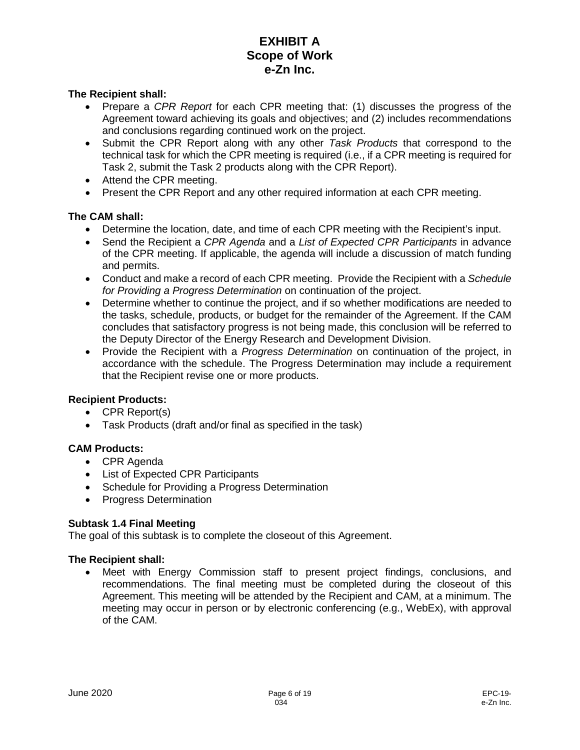**The Recipient shall:**

- Prepare a *CPR Report* for each CPR meeting that: (1) discusses the progress of the Agreement toward achieving its goals and objectives; and (2) includes recommendations and conclusions regarding continued work on the project.
- Submit the CPR Report along with any other *Task Products* that correspond to the technical task for which the CPR meeting is required (i.e., if a CPR meeting is required for Task 2, submit the Task 2 products along with the CPR Report).
- Attend the CPR meeting.
- Present the CPR Report and any other required information at each CPR meeting.

**The CAM shall:**

- Determine the location, date, and time of each CPR meeting with the Recipient's input.
- Send the Recipient a *CPR Agenda* and a *List of Expected CPR Participants* in advance of the CPR meeting. If applicable, the agenda will include a discussion of match funding and permits.
- Conduct and make a record of each CPR meeting. Provide the Recipient with a *Schedule for Providing a Progress Determination* on continuation of the project.
- Determine whether to continue the project, and if so whether modifications are needed to the tasks, schedule, products, or budget for the remainder of the Agreement. If the CAM concludes that satisfactory progress is not being made, this conclusion will be referred to the Deputy Director of the Energy Research and Development Division.
- Provide the Recipient with a *Progress Determination* on continuation of the project, in accordance with the schedule. The Progress Determination may include a requirement that the Recipient revise one or more products.

**Recipient Products:**

- CPR Report(s)
- Task Products (draft and/or final as specified in the task)

**CAM Products:**

- CPR Agenda
- List of Expected CPR Participants
- Schedule for Providing a Progress Determination
- Progress Determination

**Subtask 1.4 Final Meeting**

The goal of this subtask is to complete the closeout of this Agreement.

**The Recipient shall:**

- Meet with Energy Commission staff to present project findings, conclusions, and recommendations. The final meeting must be completed during the closeout of this Agreement. This meeting will be attended by the Recipient and CAM, at a minimum. The meeting may occur in person or by electronic conferencing (e.g., WebEx), with approval of the CAM.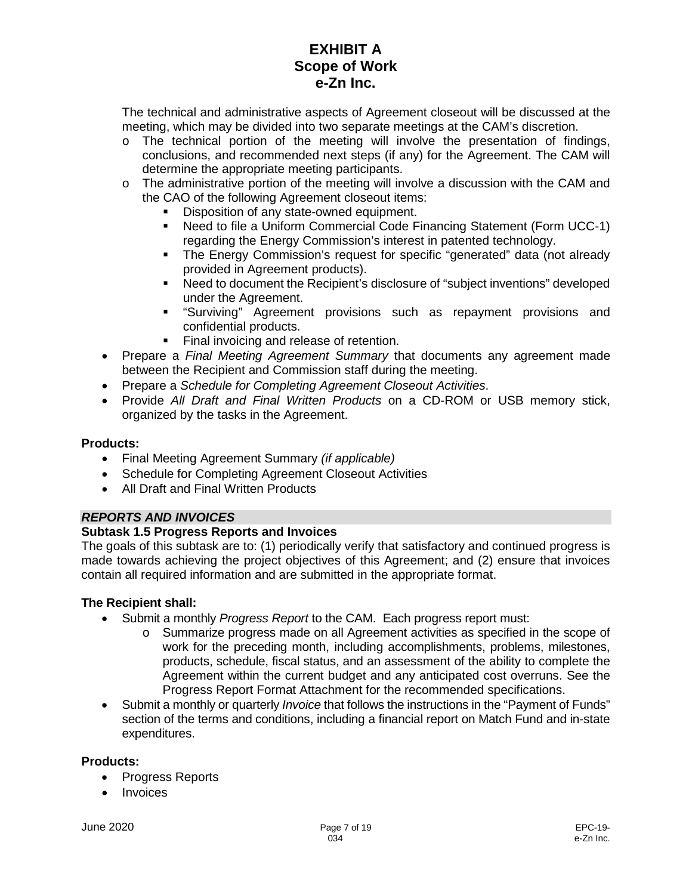The technical and administrative aspects of Agreement closeout will be discussed at the meeting, which may be divided into two separate meetings at the CAM's discretion.

- The technical portion of the meeting will involve the presentation of findings, conclusions, and recommended next steps (if any) for the Agreement. The CAM will determine the appropriate meeting participants.
- The administrative portion of the meeting will involve a discussion with the CAM and the CAO of the following Agreement closeout items:
  - Disposition of any state-owned equipment.
  - Need to file a Uniform Commercial Code Financing Statement (Form UCC-1) regarding the Energy Commission's interest in patented technology.
  - The Energy Commission's request for specific "generated" data (not already provided in Agreement products).
  - Need to document the Recipient's disclosure of "subject inventions" developed under the Agreement.
  - "Surviving" Agreement provisions such as repayment provisions and confidential products.
  - Final invoicing and release of retention.

- Prepare a *Final Meeting Agreement Summary* that documents any agreement made between the Recipient and Commission staff during the meeting.
- Prepare a *Schedule for Completing Agreement Closeout Activities*.
- Provide *All Draft and Final Written Products* on a CD-ROM or USB memory stick, organized by the tasks in the Agreement.

**Products:**

- Final Meeting Agreement Summary *(if applicable)*
- Schedule for Completing Agreement Closeout Activities
- All Draft and Final Written Products

### *REPORTS AND INVOICES*

### Subtask 1.5 Progress Reports and Invoices

The goals of this subtask are to: (1) periodically verify that satisfactory and continued progress is made towards achieving the project objectives of this Agreement; and (2) ensure that invoices contain all required information and are submitted in the appropriate format.

**The Recipient shall:**

- Submit a monthly *Progress Report* to the CAM. Each progress report must:
  - Summarize progress made on all Agreement activities as specified in the scope of work for the preceding month, including accomplishments, problems, milestones, products, schedule, fiscal status, and an assessment of the ability to complete the Agreement within the current budget and any anticipated cost overruns. See the Progress Report Format Attachment for the recommended specifications.
- Submit a monthly or quarterly *Invoice* that follows the instructions in the "Payment of Funds" section of the terms and conditions, including a financial report on Match Fund and in-state expenditures.

**Products:**

- Progress Reports
- Invoices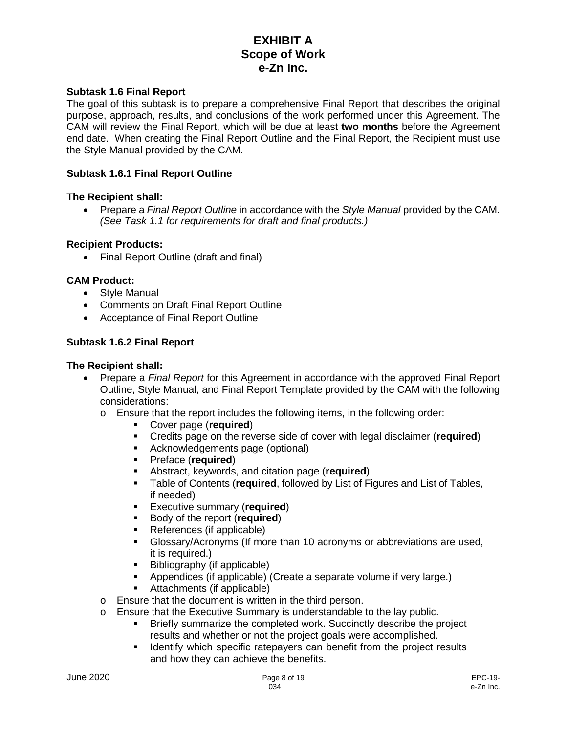# EXHIBIT A
# Scope of Work
# e-Zn Inc.

### Subtask 1.6 Final Report

The goal of this subtask is to prepare a comprehensive Final Report that describes the original purpose, approach, results, and conclusions of the work performed under this Agreement. The CAM will review the Final Report, which will be due at least **two months** before the Agreement end date. When creating the Final Report Outline and the Final Report, the Recipient must use the Style Manual provided by the CAM.

### Subtask 1.6.1 Final Report Outline

**The Recipient shall:**

- Prepare a *Final Report Outline* in accordance with the *Style Manual* provided by the CAM. *(See Task 1.1 for requirements for draft and final products.)*

**Recipient Products:**

- Final Report Outline (draft and final)

**CAM Product:**

- Style Manual
- Comments on Draft Final Report Outline
- Acceptance of Final Report Outline

### Subtask 1.6.2 Final Report

**The Recipient shall:**

- Prepare a *Final Report* for this Agreement in accordance with the approved Final Report Outline, Style Manual, and Final Report Template provided by the CAM with the following considerations:
  - Ensure that the report includes the following items, in the following order:
    - Cover page (**required**)
    - Credits page on the reverse side of cover with legal disclaimer (**required**)
    - Acknowledgements page (optional)
    - Preface (**required**)
    - Abstract, keywords, and citation page (**required**)
    - Table of Contents (**required**, followed by List of Figures and List of Tables, if needed)
    - Executive summary (**required**)
    - Body of the report (**required**)
    - References (if applicable)
    - Glossary/Acronyms (If more than 10 acronyms or abbreviations are used, it is required.)
    - Bibliography (if applicable)
    - Appendices (if applicable) (Create a separate volume if very large.)
    - Attachments (if applicable)
  - Ensure that the document is written in the third person.
  - Ensure that the Executive Summary is understandable to the lay public.
    - Briefly summarize the completed work. Succinctly describe the project results and whether or not the project goals were accomplished.
    - Identify which specific ratepayers can benefit from the project results and how they can achieve the benefits.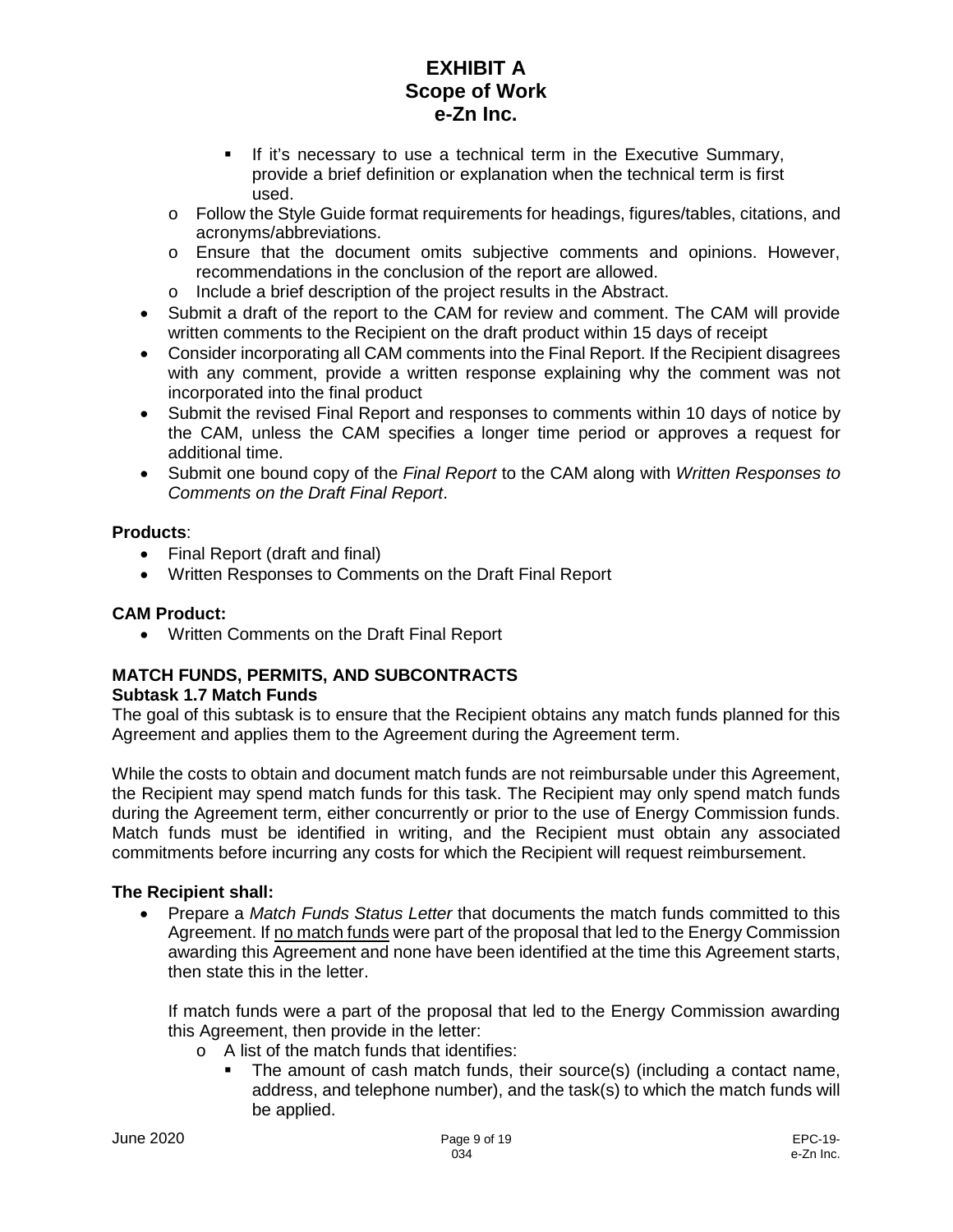- If it's necessary to use a technical term in the Executive Summary, provide a brief definition or explanation when the technical term is first used.
  - Follow the Style Guide format requirements for headings, figures/tables, citations, and acronyms/abbreviations.
  - Ensure that the document omits subjective comments and opinions. However, recommendations in the conclusion of the report are allowed.
  - Include a brief description of the project results in the Abstract.
- Submit a draft of the report to the CAM for review and comment. The CAM will provide written comments to the Recipient on the draft product within 15 days of receipt
- Consider incorporating all CAM comments into the Final Report. If the Recipient disagrees with any comment, provide a written response explaining why the comment was not incorporated into the final product
- Submit the revised Final Report and responses to comments within 10 days of notice by the CAM, unless the CAM specifies a longer time period or approves a request for additional time.
- Submit one bound copy of the *Final Report* to the CAM along with *Written Responses to Comments on the Draft Final Report*.

**Products**:

- Final Report (draft and final)
- Written Responses to Comments on the Draft Final Report

**CAM Product:**

- Written Comments on the Draft Final Report

## MATCH FUNDS, PERMITS, AND SUBCONTRACTS

### Subtask 1.7 Match Funds

The goal of this subtask is to ensure that the Recipient obtains any match funds planned for this Agreement and applies them to the Agreement during the Agreement term.

While the costs to obtain and document match funds are not reimbursable under this Agreement, the Recipient may spend match funds for this task. The Recipient may only spend match funds during the Agreement term, either concurrently or prior to the use of Energy Commission funds. Match funds must be identified in writing, and the Recipient must obtain any associated commitments before incurring any costs for which the Recipient will request reimbursement.

**The Recipient shall:**

- Prepare a *Match Funds Status Letter* that documents the match funds committed to this Agreement. If no match funds were part of the proposal that led to the Energy Commission awarding this Agreement and none have been identified at the time this Agreement starts, then state this in the letter.

  If match funds were a part of the proposal that led to the Energy Commission awarding this Agreement, then provide in the letter:
  - A list of the match funds that identifies:
    - The amount of cash match funds, their source(s) (including a contact name, address, and telephone number), and the task(s) to which the match funds will be applied.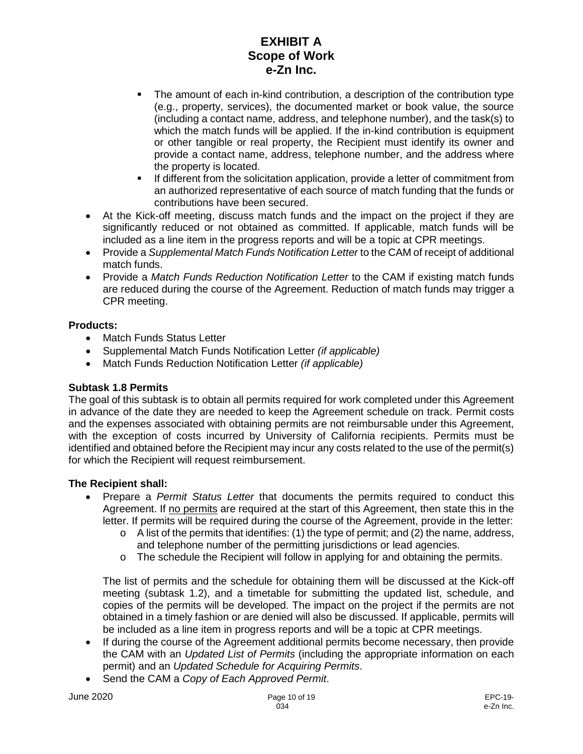- The amount of each in-kind contribution, a description of the contribution type (e.g., property, services), the documented market or book value, the source (including a contact name, address, and telephone number), and the task(s) to which the match funds will be applied. If the in-kind contribution is equipment or other tangible or real property, the Recipient must identify its owner and provide a contact name, address, telephone number, and the address where the property is located.
- If different from the solicitation application, provide a letter of commitment from an authorized representative of each source of match funding that the funds or contributions have been secured.

- At the Kick-off meeting, discuss match funds and the impact on the project if they are significantly reduced or not obtained as committed. If applicable, match funds will be included as a line item in the progress reports and will be a topic at CPR meetings.
- Provide a *Supplemental Match Funds Notification Letter* to the CAM of receipt of additional match funds.
- Provide a *Match Funds Reduction Notification Letter* to the CAM if existing match funds are reduced during the course of the Agreement. Reduction of match funds may trigger a CPR meeting.

**Products:**

- Match Funds Status Letter
- Supplemental Match Funds Notification Letter *(if applicable)*
- Match Funds Reduction Notification Letter *(if applicable)*

**Subtask 1.8 Permits**

The goal of this subtask is to obtain all permits required for work completed under this Agreement in advance of the date they are needed to keep the Agreement schedule on track. Permit costs and the expenses associated with obtaining permits are not reimbursable under this Agreement, with the exception of costs incurred by University of California recipients. Permits must be identified and obtained before the Recipient may incur any costs related to the use of the permit(s) for which the Recipient will request reimbursement.

**The Recipient shall:**

- Prepare a *Permit Status Letter* that documents the permits required to conduct this Agreement. If <u>no permits</u> are required at the start of this Agreement, then state this in the letter. If permits will be required during the course of the Agreement, provide in the letter:
  - A list of the permits that identifies: (1) the type of permit; and (2) the name, address, and telephone number of the permitting jurisdictions or lead agencies.
  - The schedule the Recipient will follow in applying for and obtaining the permits.

  The list of permits and the schedule for obtaining them will be discussed at the Kick-off meeting (subtask 1.2), and a timetable for submitting the updated list, schedule, and copies of the permits will be developed. The impact on the project if the permits are not obtained in a timely fashion or are denied will also be discussed. If applicable, permits will be included as a line item in progress reports and will be a topic at CPR meetings.
- If during the course of the Agreement additional permits become necessary, then provide the CAM with an *Updated List of Permits* (including the appropriate information on each permit) and an *Updated Schedule for Acquiring Permits*.
- Send the CAM a *Copy of Each Approved Permit*.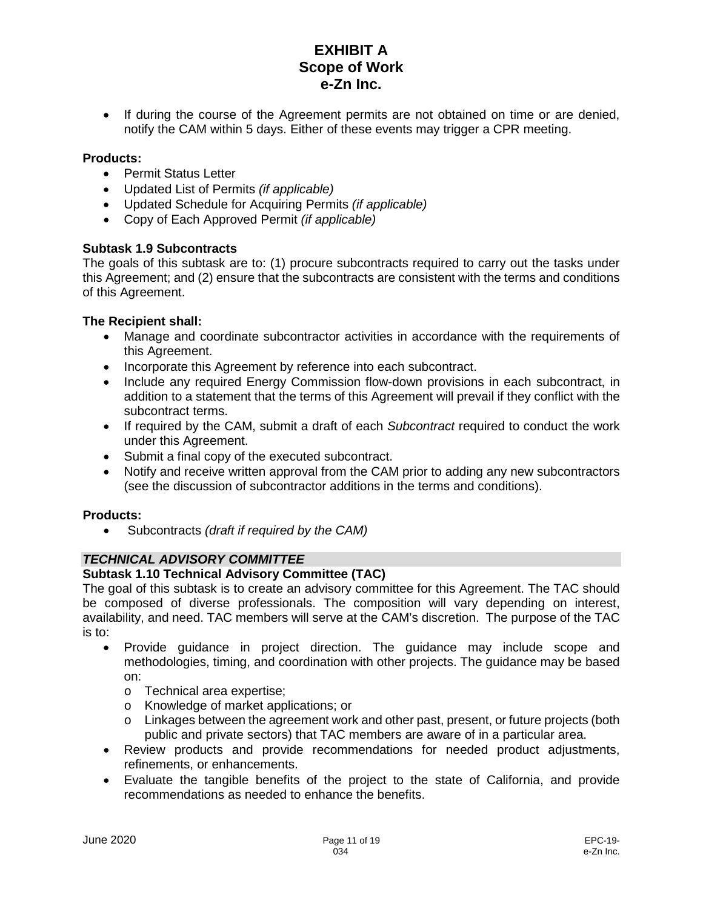- If during the course of the Agreement permits are not obtained on time or are denied, notify the CAM within 5 days. Either of these events may trigger a CPR meeting.

**Products:**

- Permit Status Letter
- Updated List of Permits *(if applicable)*
- Updated Schedule for Acquiring Permits *(if applicable)*
- Copy of Each Approved Permit *(if applicable)*

**Subtask 1.9 Subcontracts**

The goals of this subtask are to: (1) procure subcontracts required to carry out the tasks under this Agreement; and (2) ensure that the subcontracts are consistent with the terms and conditions of this Agreement.

**The Recipient shall:**

- Manage and coordinate subcontractor activities in accordance with the requirements of this Agreement.
- Incorporate this Agreement by reference into each subcontract.
- Include any required Energy Commission flow-down provisions in each subcontract, in addition to a statement that the terms of this Agreement will prevail if they conflict with the subcontract terms.
- If required by the CAM, submit a draft of each *Subcontract* required to conduct the work under this Agreement.
- Submit a final copy of the executed subcontract.
- Notify and receive written approval from the CAM prior to adding any new subcontractors (see the discussion of subcontractor additions in the terms and conditions).

**Products:**

- Subcontracts *(draft if required by the CAM)*

***TECHNICAL ADVISORY COMMITTEE***

**Subtask 1.10 Technical Advisory Committee (TAC)**

The goal of this subtask is to create an advisory committee for this Agreement. The TAC should be composed of diverse professionals. The composition will vary depending on interest, availability, and need. TAC members will serve at the CAM's discretion. The purpose of the TAC is to:

- Provide guidance in project direction. The guidance may include scope and methodologies, timing, and coordination with other projects. The guidance may be based on:
  - Technical area expertise;
  - Knowledge of market applications; or
  - Linkages between the agreement work and other past, present, or future projects (both public and private sectors) that TAC members are aware of in a particular area.
- Review products and provide recommendations for needed product adjustments, refinements, or enhancements.
- Evaluate the tangible benefits of the project to the state of California, and provide recommendations as needed to enhance the benefits.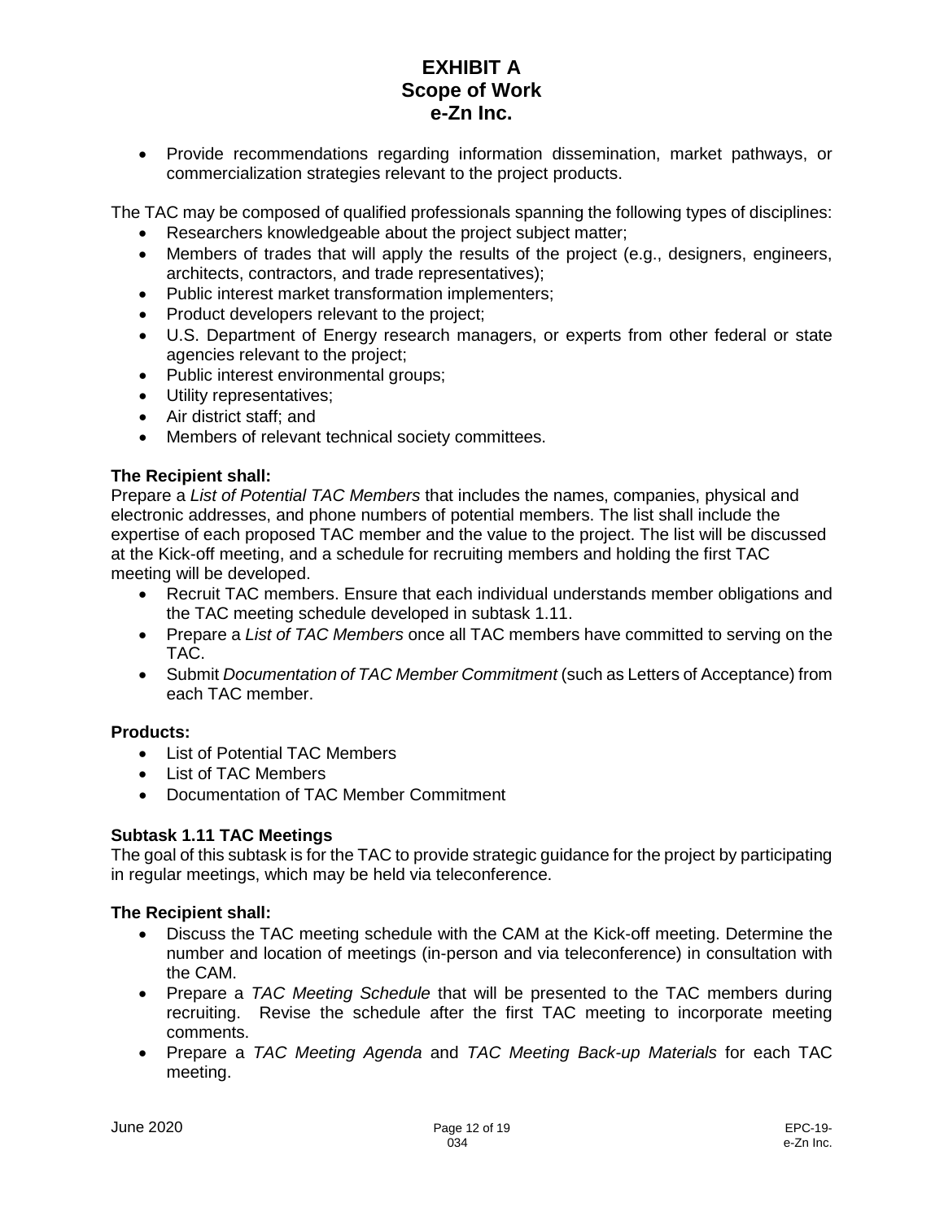- Provide recommendations regarding information dissemination, market pathways, or commercialization strategies relevant to the project products.

The TAC may be composed of qualified professionals spanning the following types of disciplines:

- Researchers knowledgeable about the project subject matter;
- Members of trades that will apply the results of the project (e.g., designers, engineers, architects, contractors, and trade representatives);
- Public interest market transformation implementers;
- Product developers relevant to the project;
- U.S. Department of Energy research managers, or experts from other federal or state agencies relevant to the project;
- Public interest environmental groups;
- Utility representatives;
- Air district staff; and
- Members of relevant technical society committees.

**The Recipient shall:**

Prepare a *List of Potential TAC Members* that includes the names, companies, physical and electronic addresses, and phone numbers of potential members. The list shall include the expertise of each proposed TAC member and the value to the project. The list will be discussed at the Kick-off meeting, and a schedule for recruiting members and holding the first TAC meeting will be developed.

- Recruit TAC members. Ensure that each individual understands member obligations and the TAC meeting schedule developed in subtask 1.11.
- Prepare a *List of TAC Members* once all TAC members have committed to serving on the TAC.
- Submit *Documentation of TAC Member Commitment* (such as Letters of Acceptance) from each TAC member.

**Products:**

- List of Potential TAC Members
- List of TAC Members
- Documentation of TAC Member Commitment

**Subtask 1.11 TAC Meetings**

The goal of this subtask is for the TAC to provide strategic guidance for the project by participating in regular meetings, which may be held via teleconference.

**The Recipient shall:**

- Discuss the TAC meeting schedule with the CAM at the Kick-off meeting. Determine the number and location of meetings (in-person and via teleconference) in consultation with the CAM.
- Prepare a *TAC Meeting Schedule* that will be presented to the TAC members during recruiting. Revise the schedule after the first TAC meeting to incorporate meeting comments.
- Prepare a *TAC Meeting Agenda* and *TAC Meeting Back-up Materials* for each TAC meeting.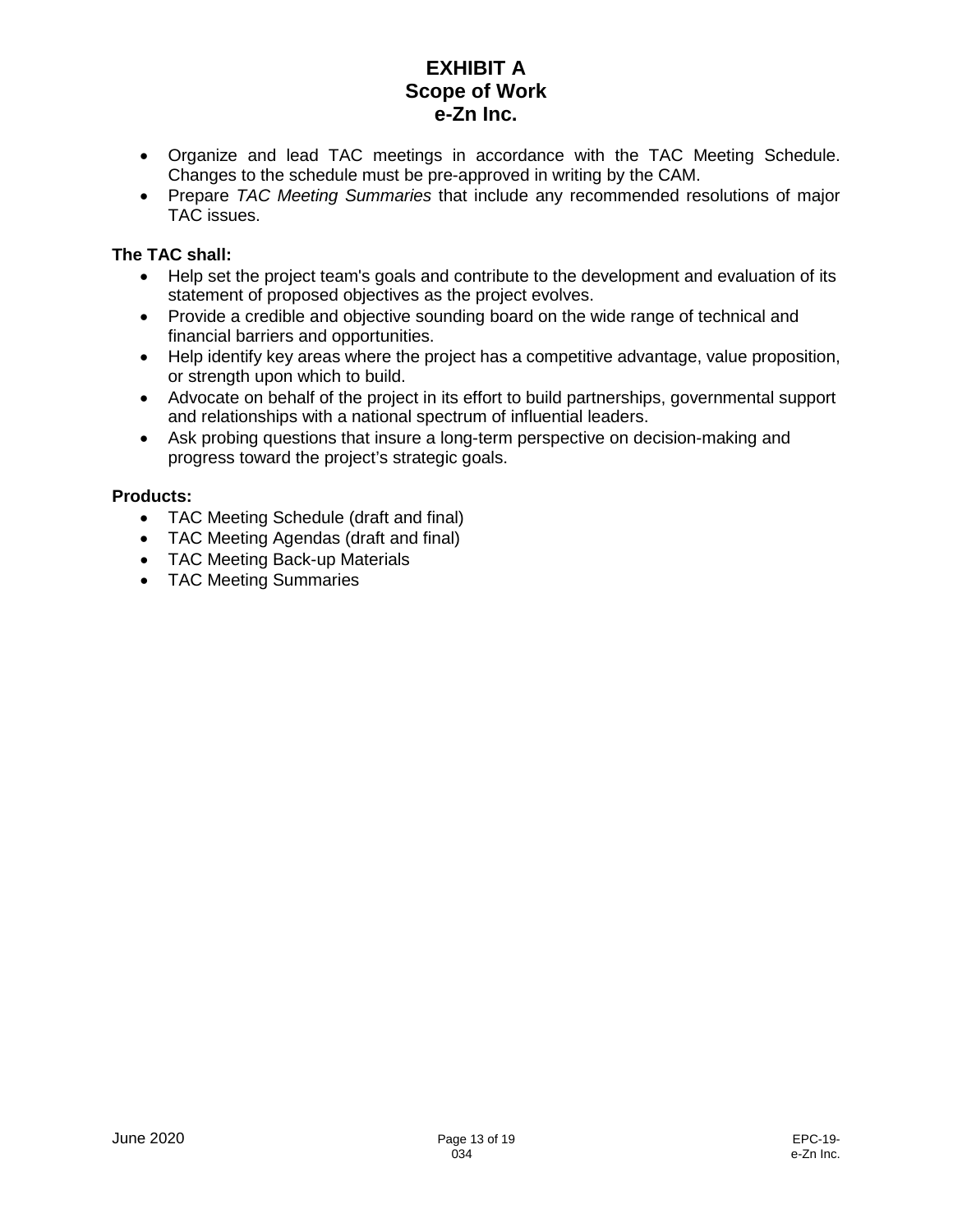- Organize and lead TAC meetings in accordance with the TAC Meeting Schedule. Changes to the schedule must be pre-approved in writing by the CAM.
- Prepare *TAC Meeting Summaries* that include any recommended resolutions of major TAC issues.

**The TAC shall:**

- Help set the project team's goals and contribute to the development and evaluation of its statement of proposed objectives as the project evolves.
- Provide a credible and objective sounding board on the wide range of technical and financial barriers and opportunities.
- Help identify key areas where the project has a competitive advantage, value proposition, or strength upon which to build.
- Advocate on behalf of the project in its effort to build partnerships, governmental support and relationships with a national spectrum of influential leaders.
- Ask probing questions that insure a long-term perspective on decision-making and progress toward the project's strategic goals.

**Products:**

- TAC Meeting Schedule (draft and final)
- TAC Meeting Agendas (draft and final)
- TAC Meeting Back-up Materials
- TAC Meeting Summaries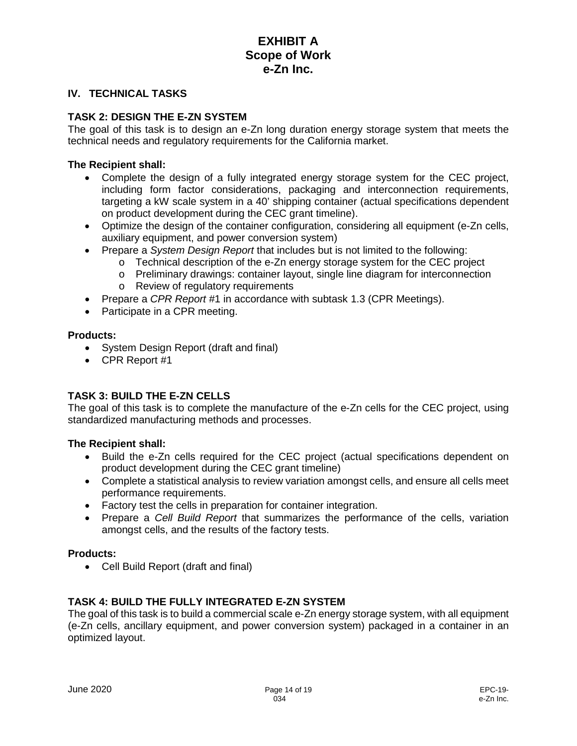# EXHIBIT A
# Scope of Work
# e-Zn Inc.

## IV. TECHNICAL TASKS

### TASK 2: DESIGN THE E-ZN SYSTEM

The goal of this task is to design an e-Zn long duration energy storage system that meets the technical needs and regulatory requirements for the California market.

**The Recipient shall:**

- Complete the design of a fully integrated energy storage system for the CEC project, including form factor considerations, packaging and interconnection requirements, targeting a kW scale system in a 40' shipping container (actual specifications dependent on product development during the CEC grant timeline).
- Optimize the design of the container configuration, considering all equipment (e-Zn cells, auxiliary equipment, and power conversion system)
- Prepare a *System Design Report* that includes but is not limited to the following:
  - Technical description of the e-Zn energy storage system for the CEC project
  - Preliminary drawings: container layout, single line diagram for interconnection
  - Review of regulatory requirements
- Prepare a *CPR Report* #1 in accordance with subtask 1.3 (CPR Meetings).
- Participate in a CPR meeting.

**Products:**

- System Design Report (draft and final)
- CPR Report #1

### TASK 3: BUILD THE E-ZN CELLS

The goal of this task is to complete the manufacture of the e-Zn cells for the CEC project, using standardized manufacturing methods and processes.

**The Recipient shall:**

- Build the e-Zn cells required for the CEC project (actual specifications dependent on product development during the CEC grant timeline)
- Complete a statistical analysis to review variation amongst cells, and ensure all cells meet performance requirements.
- Factory test the cells in preparation for container integration.
- Prepare a *Cell Build Report* that summarizes the performance of the cells, variation amongst cells, and the results of the factory tests.

**Products:**

- Cell Build Report (draft and final)

### TASK 4: BUILD THE FULLY INTEGRATED E-ZN SYSTEM

The goal of this task is to build a commercial scale e-Zn energy storage system, with all equipment (e-Zn cells, ancillary equipment, and power conversion system) packaged in a container in an optimized layout.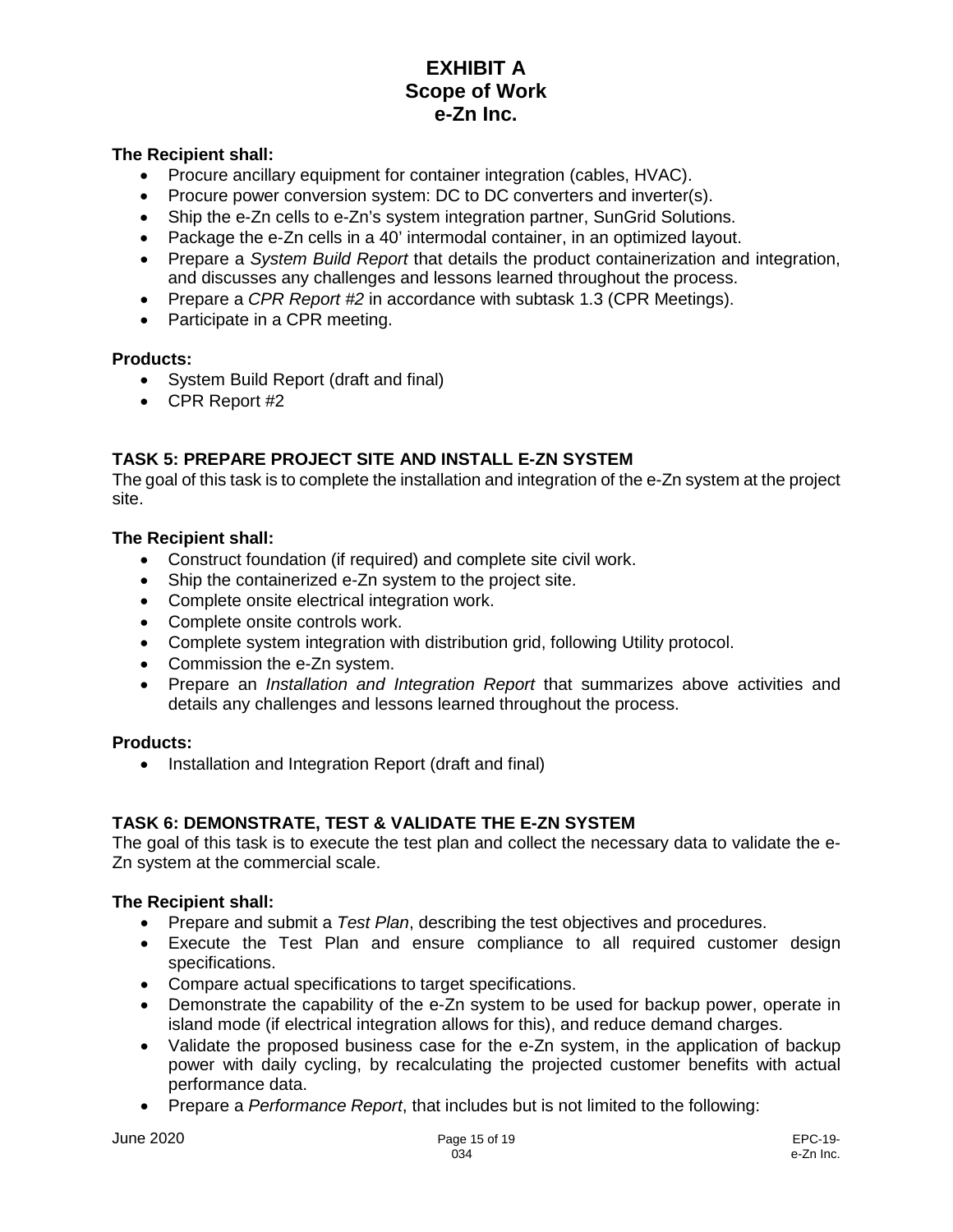# EXHIBIT A
# Scope of Work
# e-Zn Inc.

**The Recipient shall:**

- Procure ancillary equipment for container integration (cables, HVAC).
- Procure power conversion system: DC to DC converters and inverter(s).
- Ship the e-Zn cells to e-Zn's system integration partner, SunGrid Solutions.
- Package the e-Zn cells in a 40' intermodal container, in an optimized layout.
- Prepare a *System Build Report* that details the product containerization and integration, and discusses any challenges and lessons learned throughout the process.
- Prepare a *CPR Report #2* in accordance with subtask 1.3 (CPR Meetings).
- Participate in a CPR meeting.

**Products:**

- System Build Report (draft and final)
- CPR Report #2

### TASK 5: PREPARE PROJECT SITE AND INSTALL E-ZN SYSTEM

The goal of this task is to complete the installation and integration of the e-Zn system at the project site.

**The Recipient shall:**

- Construct foundation (if required) and complete site civil work.
- Ship the containerized e-Zn system to the project site.
- Complete onsite electrical integration work.
- Complete onsite controls work.
- Complete system integration with distribution grid, following Utility protocol.
- Commission the e-Zn system.
- Prepare an *Installation and Integration Report* that summarizes above activities and details any challenges and lessons learned throughout the process.

**Products:**

- Installation and Integration Report (draft and final)

### TASK 6: DEMONSTRATE, TEST & VALIDATE THE E-ZN SYSTEM

The goal of this task is to execute the test plan and collect the necessary data to validate the e-Zn system at the commercial scale.

**The Recipient shall:**

- Prepare and submit a *Test Plan*, describing the test objectives and procedures.
- Execute the Test Plan and ensure compliance to all required customer design specifications.
- Compare actual specifications to target specifications.
- Demonstrate the capability of the e-Zn system to be used for backup power, operate in island mode (if electrical integration allows for this), and reduce demand charges.
- Validate the proposed business case for the e-Zn system, in the application of backup power with daily cycling, by recalculating the projected customer benefits with actual performance data.
- Prepare a *Performance Report*, that includes but is not limited to the following: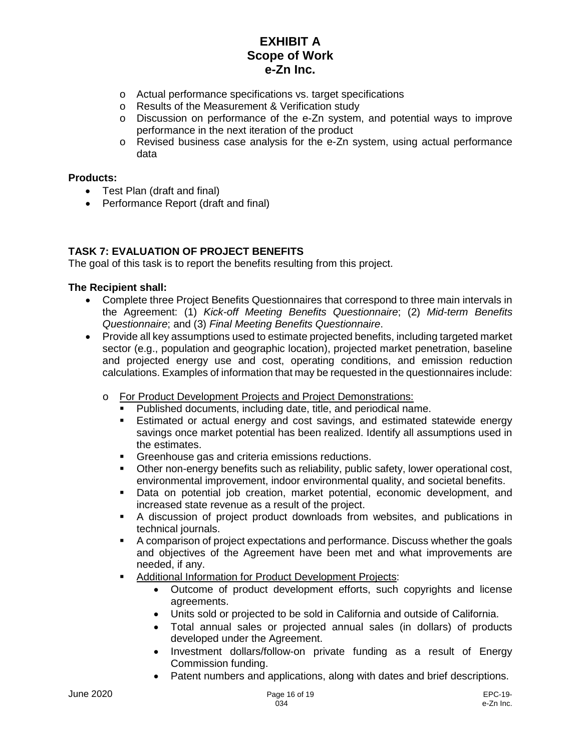- Actual performance specifications vs. target specifications
- Results of the Measurement & Verification study
- Discussion on performance of the e-Zn system, and potential ways to improve performance in the next iteration of the product
- Revised business case analysis for the e-Zn system, using actual performance data

**Products:**

- Test Plan (draft and final)
- Performance Report (draft and final)

## TASK 7: EVALUATION OF PROJECT BENEFITS

The goal of this task is to report the benefits resulting from this project.

**The Recipient shall:**

- Complete three Project Benefits Questionnaires that correspond to three main intervals in the Agreement: (1) *Kick-off Meeting Benefits Questionnaire*; (2) *Mid-term Benefits Questionnaire*; and (3) *Final Meeting Benefits Questionnaire*.
- Provide all key assumptions used to estimate projected benefits, including targeted market sector (e.g., population and geographic location), projected market penetration, baseline and projected energy use and cost, operating conditions, and emission reduction calculations. Examples of information that may be requested in the questionnaires include:
  - <u>For Product Development Projects and Project Demonstrations:</u>
    - Published documents, including date, title, and periodical name.
    - Estimated or actual energy and cost savings, and estimated statewide energy savings once market potential has been realized. Identify all assumptions used in the estimates.
    - Greenhouse gas and criteria emissions reductions.
    - Other non-energy benefits such as reliability, public safety, lower operational cost, environmental improvement, indoor environmental quality, and societal benefits.
    - Data on potential job creation, market potential, economic development, and increased state revenue as a result of the project.
    - A discussion of project product downloads from websites, and publications in technical journals.
    - A comparison of project expectations and performance. Discuss whether the goals and objectives of the Agreement have been met and what improvements are needed, if any.
    - <u>Additional Information for Product Development Projects</u>:
      - Outcome of product development efforts, such copyrights and license agreements.
      - Units sold or projected to be sold in California and outside of California.
      - Total annual sales or projected annual sales (in dollars) of products developed under the Agreement.
      - Investment dollars/follow-on private funding as a result of Energy Commission funding.
      - Patent numbers and applications, along with dates and brief descriptions.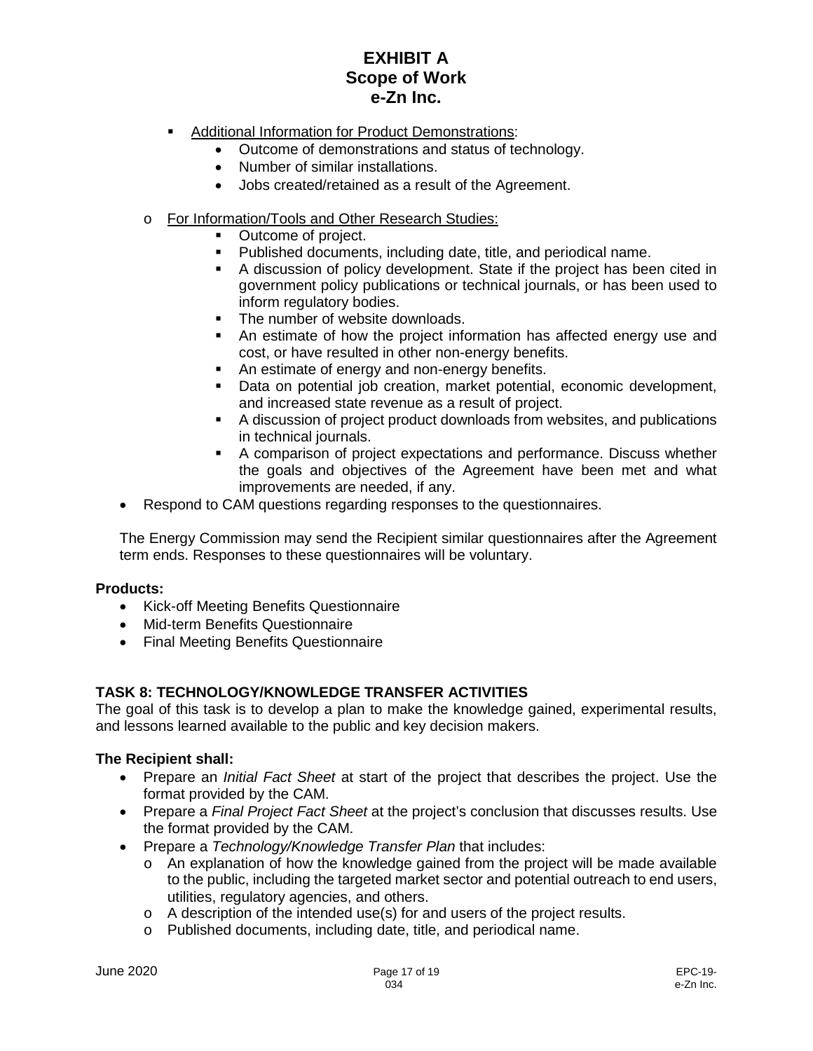- Additional Information for Product Demonstrations:
  - Outcome of demonstrations and status of technology.
  - Number of similar installations.
  - Jobs created/retained as a result of the Agreement.

- For Information/Tools and Other Research Studies:
  - Outcome of project.
  - Published documents, including date, title, and periodical name.
  - A discussion of policy development. State if the project has been cited in government policy publications or technical journals, or has been used to inform regulatory bodies.
  - The number of website downloads.
  - An estimate of how the project information has affected energy use and cost, or have resulted in other non-energy benefits.
  - An estimate of energy and non-energy benefits.
  - Data on potential job creation, market potential, economic development, and increased state revenue as a result of project.
  - A discussion of project product downloads from websites, and publications in technical journals.
  - A comparison of project expectations and performance. Discuss whether the goals and objectives of the Agreement have been met and what improvements are needed, if any.
- Respond to CAM questions regarding responses to the questionnaires.

The Energy Commission may send the Recipient similar questionnaires after the Agreement term ends. Responses to these questionnaires will be voluntary.

**Products:**

- Kick-off Meeting Benefits Questionnaire
- Mid-term Benefits Questionnaire
- Final Meeting Benefits Questionnaire

## TASK 8: TECHNOLOGY/KNOWLEDGE TRANSFER ACTIVITIES

The goal of this task is to develop a plan to make the knowledge gained, experimental results, and lessons learned available to the public and key decision makers.

**The Recipient shall:**

- Prepare an *Initial Fact Sheet* at start of the project that describes the project. Use the format provided by the CAM.
- Prepare a *Final Project Fact Sheet* at the project's conclusion that discusses results. Use the format provided by the CAM.
- Prepare a *Technology/Knowledge Transfer Plan* that includes:
  - An explanation of how the knowledge gained from the project will be made available to the public, including the targeted market sector and potential outreach to end users, utilities, regulatory agencies, and others.
  - A description of the intended use(s) for and users of the project results.
  - Published documents, including date, title, and periodical name.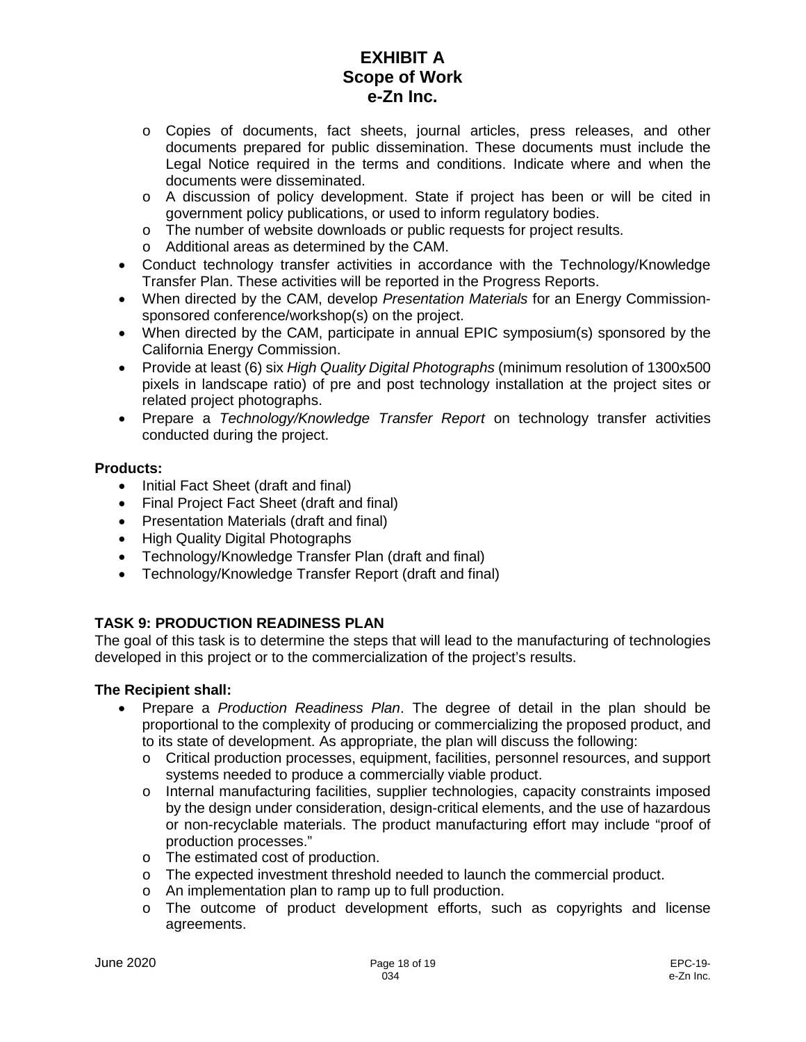- Copies of documents, fact sheets, journal articles, press releases, and other documents prepared for public dissemination. These documents must include the Legal Notice required in the terms and conditions. Indicate where and when the documents were disseminated.
  - A discussion of policy development. State if project has been or will be cited in government policy publications, or used to inform regulatory bodies.
  - The number of website downloads or public requests for project results.
  - Additional areas as determined by the CAM.
- Conduct technology transfer activities in accordance with the Technology/Knowledge Transfer Plan. These activities will be reported in the Progress Reports.
- When directed by the CAM, develop *Presentation Materials* for an Energy Commission-sponsored conference/workshop(s) on the project.
- When directed by the CAM, participate in annual EPIC symposium(s) sponsored by the California Energy Commission.
- Provide at least (6) six *High Quality Digital Photographs* (minimum resolution of 1300x500 pixels in landscape ratio) of pre and post technology installation at the project sites or related project photographs.
- Prepare a *Technology/Knowledge Transfer Report* on technology transfer activities conducted during the project.

**Products:**

- Initial Fact Sheet (draft and final)
- Final Project Fact Sheet (draft and final)
- Presentation Materials (draft and final)
- High Quality Digital Photographs
- Technology/Knowledge Transfer Plan (draft and final)
- Technology/Knowledge Transfer Report (draft and final)

**TASK 9: PRODUCTION READINESS PLAN**

The goal of this task is to determine the steps that will lead to the manufacturing of technologies developed in this project or to the commercialization of the project's results.

**The Recipient shall:**

- Prepare a *Production Readiness Plan*. The degree of detail in the plan should be proportional to the complexity of producing or commercializing the proposed product, and to its state of development. As appropriate, the plan will discuss the following:
  - Critical production processes, equipment, facilities, personnel resources, and support systems needed to produce a commercially viable product.
  - Internal manufacturing facilities, supplier technologies, capacity constraints imposed by the design under consideration, design-critical elements, and the use of hazardous or non-recyclable materials. The product manufacturing effort may include "proof of production processes."
  - The estimated cost of production.
  - The expected investment threshold needed to launch the commercial product.
  - An implementation plan to ramp up to full production.
  - The outcome of product development efforts, such as copyrights and license agreements.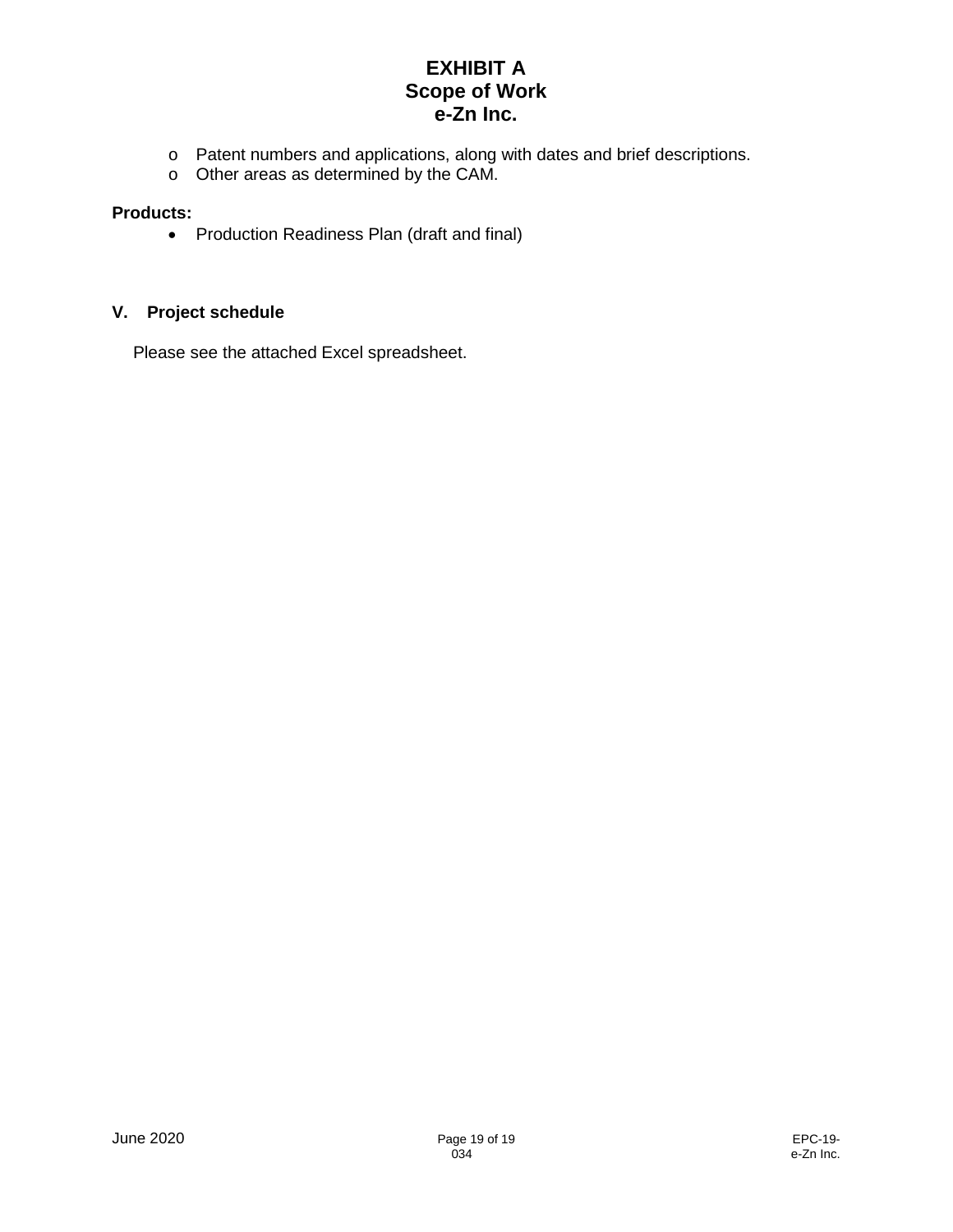- Patent numbers and applications, along with dates and brief descriptions.
- Other areas as determined by the CAM.

**Products:**

- Production Readiness Plan (draft and final)

## V. Project schedule

Please see the attached Excel spreadsheet.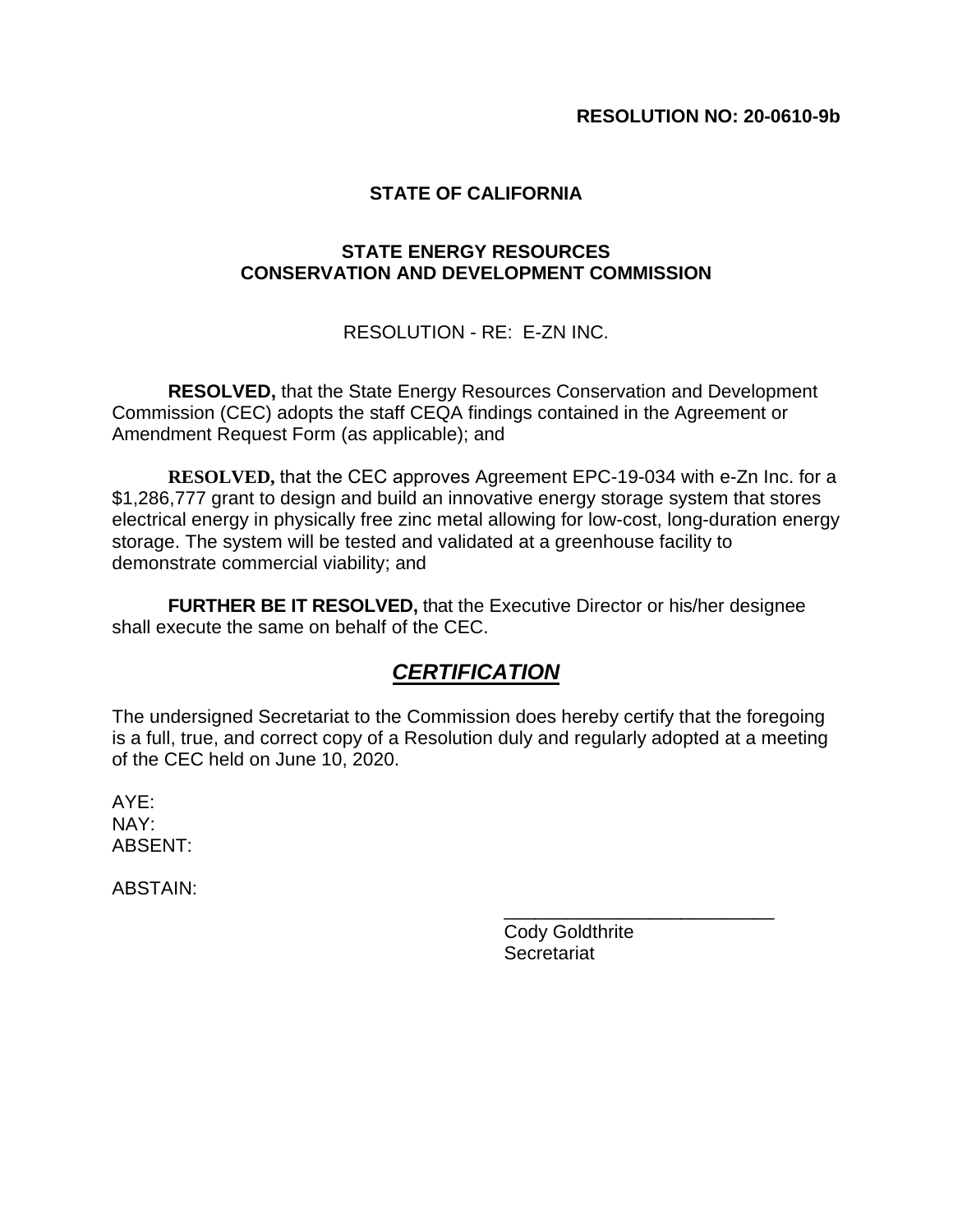**RESOLUTION NO: 20-0610-9b**

**STATE OF CALIFORNIA**

**STATE ENERGY RESOURCES
CONSERVATION AND DEVELOPMENT COMMISSION**

RESOLUTION - RE: E-ZN INC.

**RESOLVED,** that the State Energy Resources Conservation and Development Commission (CEC) adopts the staff CEQA findings contained in the Agreement or Amendment Request Form (as applicable); and

**RESOLVED,** that the CEC approves Agreement EPC-19-034 with e-Zn Inc. for a $1,286,777 grant to design and build an innovative energy storage system that stores electrical energy in physically free zinc metal allowing for low-cost, long-duration energy storage. The system will be tested and validated at a greenhouse facility to demonstrate commercial viability; and

**FURTHER BE IT RESOLVED,** that the Executive Director or his/her designee shall execute the same on behalf of the CEC.

## ***CERTIFICATION***

The undersigned Secretariat to the Commission does hereby certify that the foregoing is a full, true, and correct copy of a Resolution duly and regularly adopted at a meeting of the CEC held on June 10, 2020.

AYE:
NAY:
ABSENT:

ABSTAIN:

___________________________
Cody Goldthrite
Secretariat